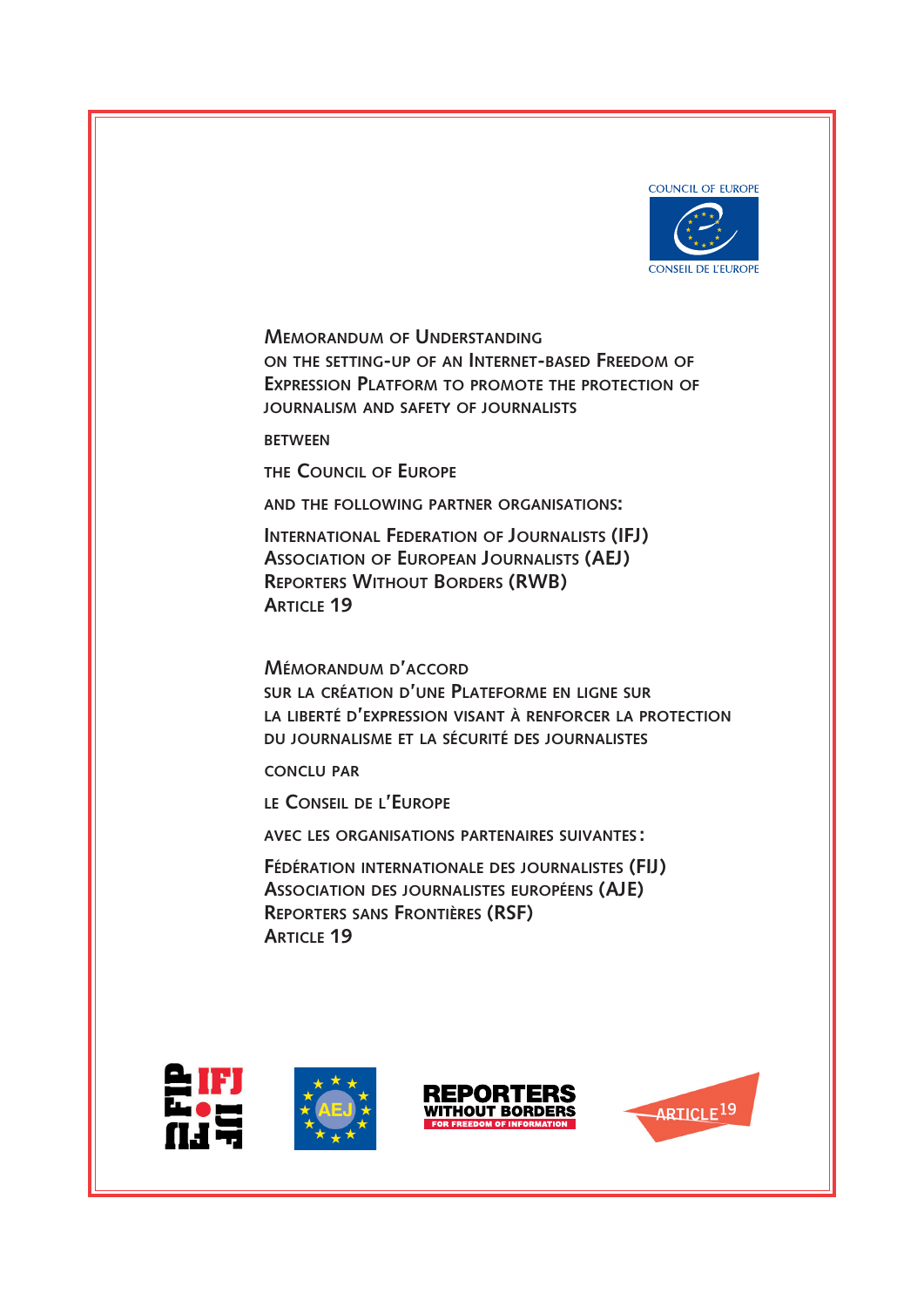COUNCIL OF EUROPE

CONSEIL DE L'EUROPE

# Memorandum of Understanding on the setting-up of an Internet-based Freedom of Expression Platform to promote the protection of journalism and safety of journalists

between

the Council of Europe

and the following partner organisations:

International Federation of Journalists (IFJ)
Association of European Journalists (AEJ)
Reporters Without Borders (RWB)
Article 19

# Mémorandum d'accord sur la création d'une Plateforme en ligne sur la liberté d'expression visant à renforcer la protection du journalisme et la sécurité des journalistes

conclu par

le Conseil de l'Europe

avec les organisations partenaires suivantes :

Fédération internationale des journalistes (FIJ)
Association des journalistes européens (AJE)
Reporters sans Frontières (RSF)
Article 19

IFJ FIJ FIP

AEJ

REPORTERS WITHOUT BORDERS
FOR FREEDOM OF INFORMATION

ARTICLE 19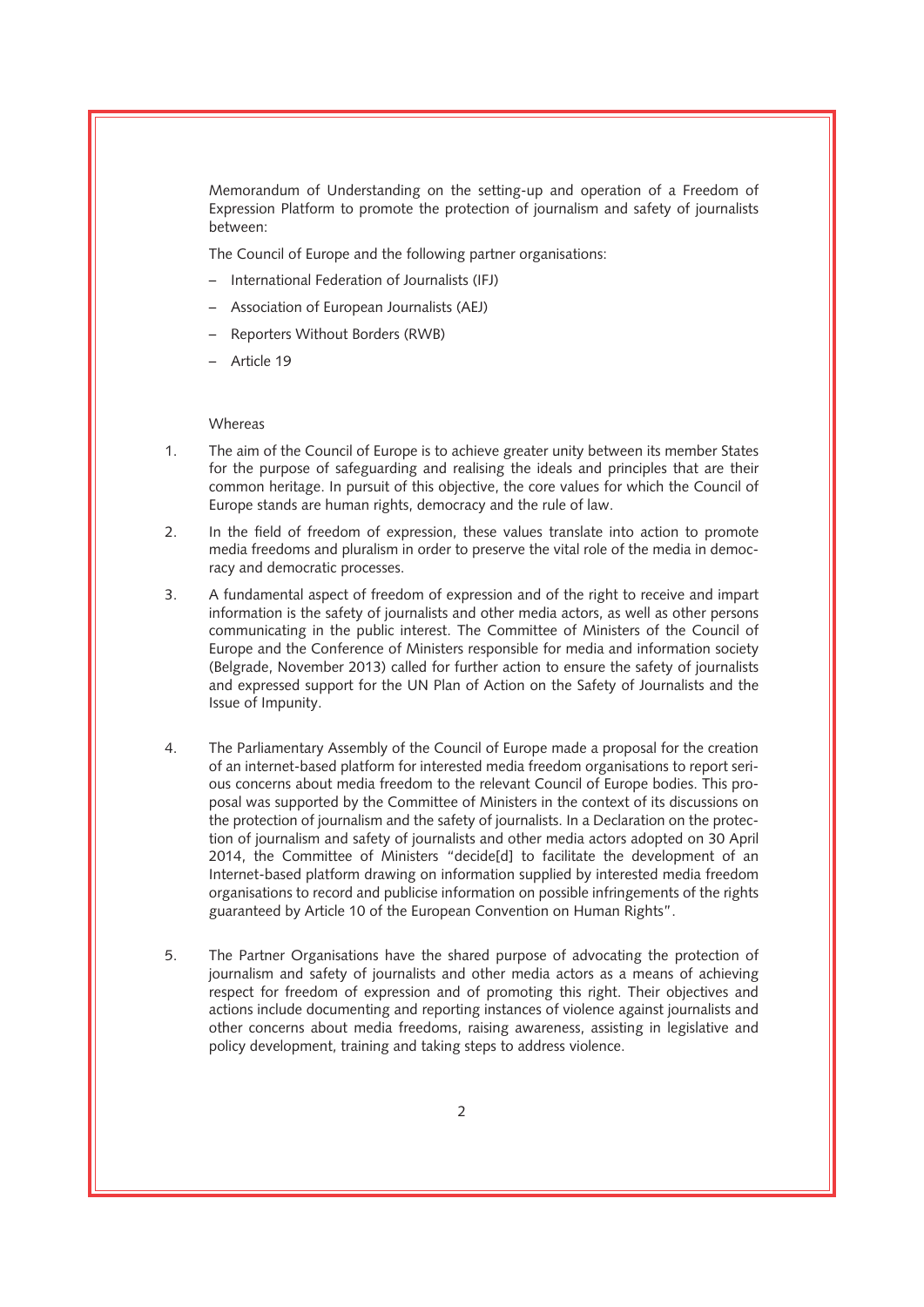Memorandum of Understanding on the setting-up and operation of a Freedom of Expression Platform to promote the protection of journalism and safety of journalists between:

The Council of Europe and the following partner organisations:

- International Federation of Journalists (IFJ)
- Association of European Journalists (AEJ)
- Reporters Without Borders (RWB)
- Article 19

Whereas

1. The aim of the Council of Europe is to achieve greater unity between its member States for the purpose of safeguarding and realising the ideals and principles that are their common heritage. In pursuit of this objective, the core values for which the Council of Europe stands are human rights, democracy and the rule of law.

2. In the field of freedom of expression, these values translate into action to promote media freedoms and pluralism in order to preserve the vital role of the media in democracy and democratic processes.

3. A fundamental aspect of freedom of expression and of the right to receive and impart information is the safety of journalists and other media actors, as well as other persons communicating in the public interest. The Committee of Ministers of the Council of Europe and the Conference of Ministers responsible for media and information society (Belgrade, November 2013) called for further action to ensure the safety of journalists and expressed support for the UN Plan of Action on the Safety of Journalists and the Issue of Impunity.

4. The Parliamentary Assembly of the Council of Europe made a proposal for the creation of an internet-based platform for interested media freedom organisations to report serious concerns about media freedom to the relevant Council of Europe bodies. This proposal was supported by the Committee of Ministers in the context of its discussions on the protection of journalism and the safety of journalists. In a Declaration on the protection of journalism and safety of journalists and other media actors adopted on 30 April 2014, the Committee of Ministers "decide[d] to facilitate the development of an Internet-based platform drawing on information supplied by interested media freedom organisations to record and publicise information on possible infringements of the rights guaranteed by Article 10 of the European Convention on Human Rights".

5. The Partner Organisations have the shared purpose of advocating the protection of journalism and safety of journalists and other media actors as a means of achieving respect for freedom of expression and of promoting this right. Their objectives and actions include documenting and reporting instances of violence against journalists and other concerns about media freedoms, raising awareness, assisting in legislative and policy development, training and taking steps to address violence.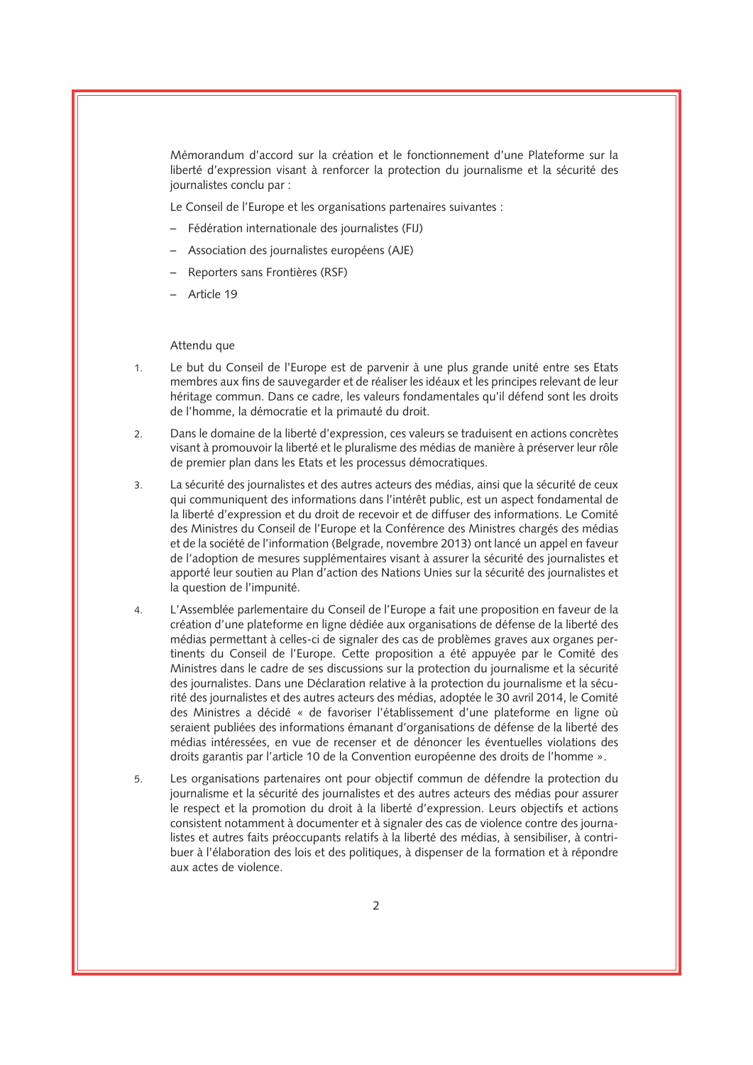Mémorandum d'accord sur la création et le fonctionnement d'une Plateforme sur la liberté d'expression visant à renforcer la protection du journalisme et la sécurité des journalistes conclu par :

Le Conseil de l'Europe et les organisations partenaires suivantes :

- Fédération internationale des journalistes (FIJ)
- Association des journalistes européens (AJE)
- Reporters sans Frontières (RSF)
- Article 19

Attendu que

1. Le but du Conseil de l'Europe est de parvenir à une plus grande unité entre ses Etats membres aux fins de sauvegarder et de réaliser les idéaux et les principes relevant de leur héritage commun. Dans ce cadre, les valeurs fondamentales qu'il défend sont les droits de l'homme, la démocratie et la primauté du droit.

2. Dans le domaine de la liberté d'expression, ces valeurs se traduisent en actions concrètes visant à promouvoir la liberté et le pluralisme des médias de manière à préserver leur rôle de premier plan dans les Etats et les processus démocratiques.

3. La sécurité des journalistes et des autres acteurs des médias, ainsi que la sécurité de ceux qui communiquent des informations dans l'intérêt public, est un aspect fondamental de la liberté d'expression et du droit de recevoir et de diffuser des informations. Le Comité des Ministres du Conseil de l'Europe et la Conférence des Ministres chargés des médias et de la société de l'information (Belgrade, novembre 2013) ont lancé un appel en faveur de l'adoption de mesures supplémentaires visant à assurer la sécurité des journalistes et apporté leur soutien au Plan d'action des Nations Unies sur la sécurité des journalistes et la question de l'impunité.

4. L'Assemblée parlementaire du Conseil de l'Europe a fait une proposition en faveur de la création d'une plateforme en ligne dédiée aux organisations de défense de la liberté des médias permettant à celles-ci de signaler des cas de problèmes graves aux organes pertinents du Conseil de l'Europe. Cette proposition a été appuyée par le Comité des Ministres dans le cadre de ses discussions sur la protection du journalisme et la sécurité des journalistes. Dans une Déclaration relative à la protection du journalisme et la sécurité des journalistes et des autres acteurs des médias, adoptée le 30 avril 2014, le Comité des Ministres a décidé « de favoriser l'établissement d'une plateforme en ligne où seraient publiées des informations émanant d'organisations de défense de la liberté des médias intéressées, en vue de recenser et de dénoncer les éventuelles violations des droits garantis par l'article 10 de la Convention européenne des droits de l'homme ».

5. Les organisations partenaires ont pour objectif commun de défendre la protection du journalisme et la sécurité des journalistes et des autres acteurs des médias pour assurer le respect et la promotion du droit à la liberté d'expression. Leurs objectifs et actions consistent notamment à documenter et à signaler des cas de violence contre des journalistes et autres faits préoccupants relatifs à la liberté des médias, à sensibiliser, à contribuer à l'élaboration des lois et des politiques, à dispenser de la formation et à répondre aux actes de violence.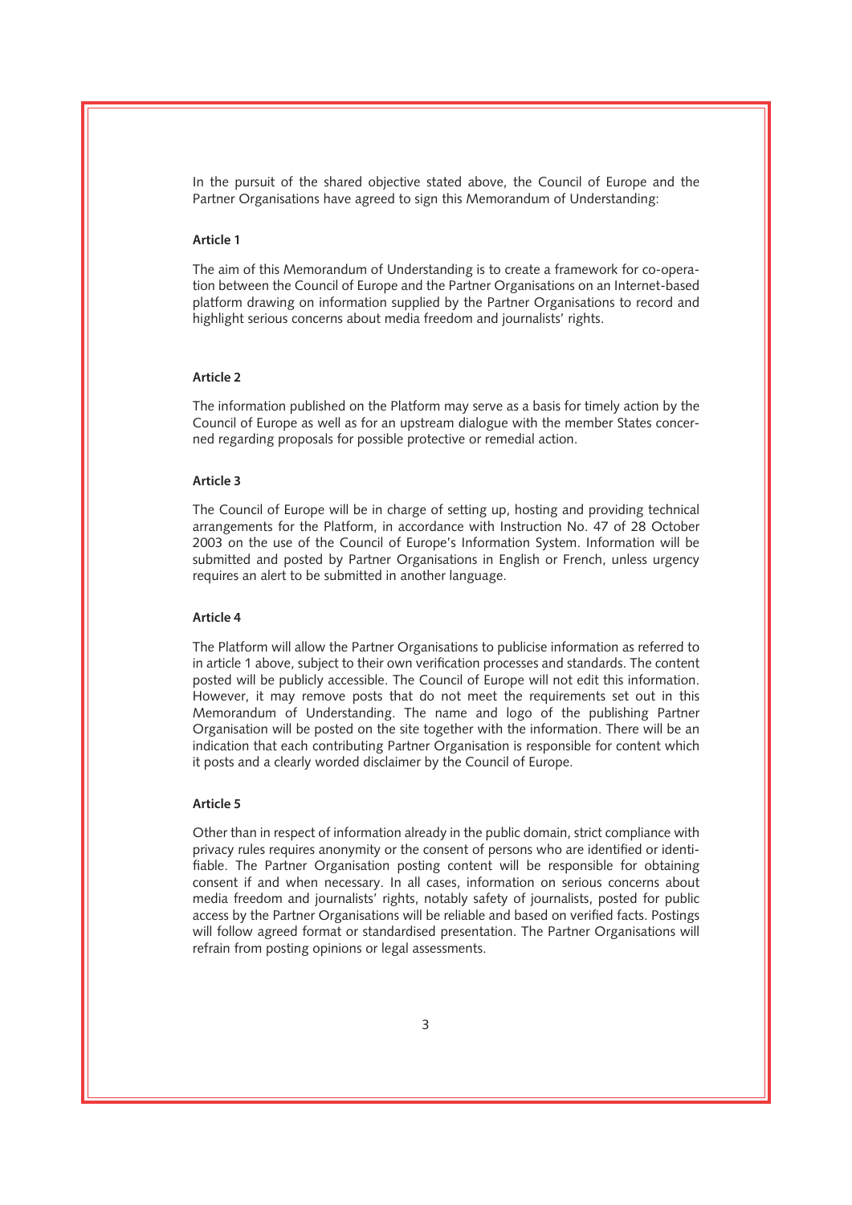In the pursuit of the shared objective stated above, the Council of Europe and the Partner Organisations have agreed to sign this Memorandum of Understanding:

**Article 1**

The aim of this Memorandum of Understanding is to create a framework for co-operation between the Council of Europe and the Partner Organisations on an Internet-based platform drawing on information supplied by the Partner Organisations to record and highlight serious concerns about media freedom and journalists' rights.

**Article 2**

The information published on the Platform may serve as a basis for timely action by the Council of Europe as well as for an upstream dialogue with the member States concerned regarding proposals for possible protective or remedial action.

**Article 3**

The Council of Europe will be in charge of setting up, hosting and providing technical arrangements for the Platform, in accordance with Instruction No. 47 of 28 October 2003 on the use of the Council of Europe's Information System. Information will be submitted and posted by Partner Organisations in English or French, unless urgency requires an alert to be submitted in another language.

**Article 4**

The Platform will allow the Partner Organisations to publicise information as referred to in article 1 above, subject to their own verification processes and standards. The content posted will be publicly accessible. The Council of Europe will not edit this information. However, it may remove posts that do not meet the requirements set out in this Memorandum of Understanding. The name and logo of the publishing Partner Organisation will be posted on the site together with the information. There will be an indication that each contributing Partner Organisation is responsible for content which it posts and a clearly worded disclaimer by the Council of Europe.

**Article 5**

Other than in respect of information already in the public domain, strict compliance with privacy rules requires anonymity or the consent of persons who are identified or identifiable. The Partner Organisation posting content will be responsible for obtaining consent if and when necessary. In all cases, information on serious concerns about media freedom and journalists' rights, notably safety of journalists, posted for public access by the Partner Organisations will be reliable and based on verified facts. Postings will follow agreed format or standardised presentation. The Partner Organisations will refrain from posting opinions or legal assessments.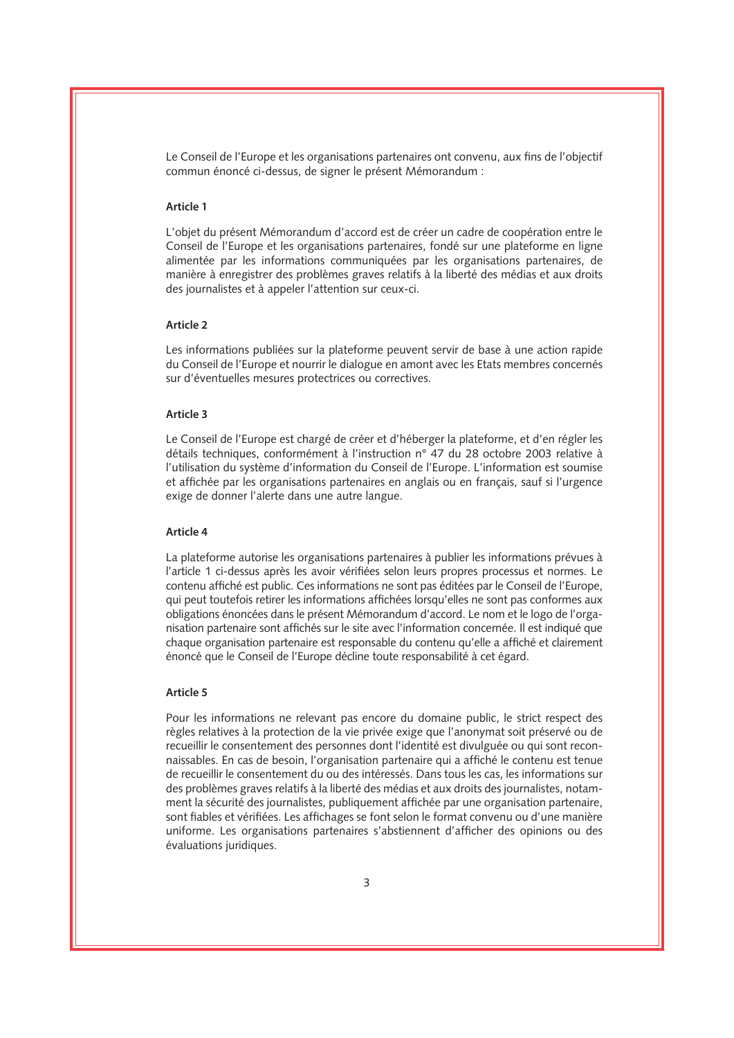Le Conseil de l'Europe et les organisations partenaires ont convenu, aux fins de l'objectif commun énoncé ci-dessus, de signer le présent Mémorandum :

**Article 1**

L'objet du présent Mémorandum d'accord est de créer un cadre de coopération entre le Conseil de l'Europe et les organisations partenaires, fondé sur une plateforme en ligne alimentée par les informations communiquées par les organisations partenaires, de manière à enregistrer des problèmes graves relatifs à la liberté des médias et aux droits des journalistes et à appeler l'attention sur ceux-ci.

**Article 2**

Les informations publiées sur la plateforme peuvent servir de base à une action rapide du Conseil de l'Europe et nourrir le dialogue en amont avec les Etats membres concernés sur d'éventuelles mesures protectrices ou correctives.

**Article 3**

Le Conseil de l'Europe est chargé de créer et d'héberger la plateforme, et d'en régler les détails techniques, conformément à l'instruction n° 47 du 28 octobre 2003 relative à l'utilisation du système d'information du Conseil de l'Europe. L'information est soumise et affichée par les organisations partenaires en anglais ou en français, sauf si l'urgence exige de donner l'alerte dans une autre langue.

**Article 4**

La plateforme autorise les organisations partenaires à publier les informations prévues à l'article 1 ci-dessus après les avoir vérifiées selon leurs propres processus et normes. Le contenu affiché est public. Ces informations ne sont pas éditées par le Conseil de l'Europe, qui peut toutefois retirer les informations affichées lorsqu'elles ne sont pas conformes aux obligations énoncées dans le présent Mémorandum d'accord. Le nom et le logo de l'organisation partenaire sont affichés sur le site avec l'information concernée. Il est indiqué que chaque organisation partenaire est responsable du contenu qu'elle a affiché et clairement énoncé que le Conseil de l'Europe décline toute responsabilité à cet égard.

**Article 5**

Pour les informations ne relevant pas encore du domaine public, le strict respect des règles relatives à la protection de la vie privée exige que l'anonymat soit préservé ou de recueillir le consentement des personnes dont l'identité est divulguée ou qui sont reconnaissables. En cas de besoin, l'organisation partenaire qui a affiché le contenu est tenue de recueillir le consentement du ou des intéressés. Dans tous les cas, les informations sur des problèmes graves relatifs à la liberté des médias et aux droits des journalistes, notamment la sécurité des journalistes, publiquement affichée par une organisation partenaire, sont fiables et vérifiées. Les affichages se font selon le format convenu ou d'une manière uniforme. Les organisations partenaires s'abstiennent d'afficher des opinions ou des évaluations juridiques.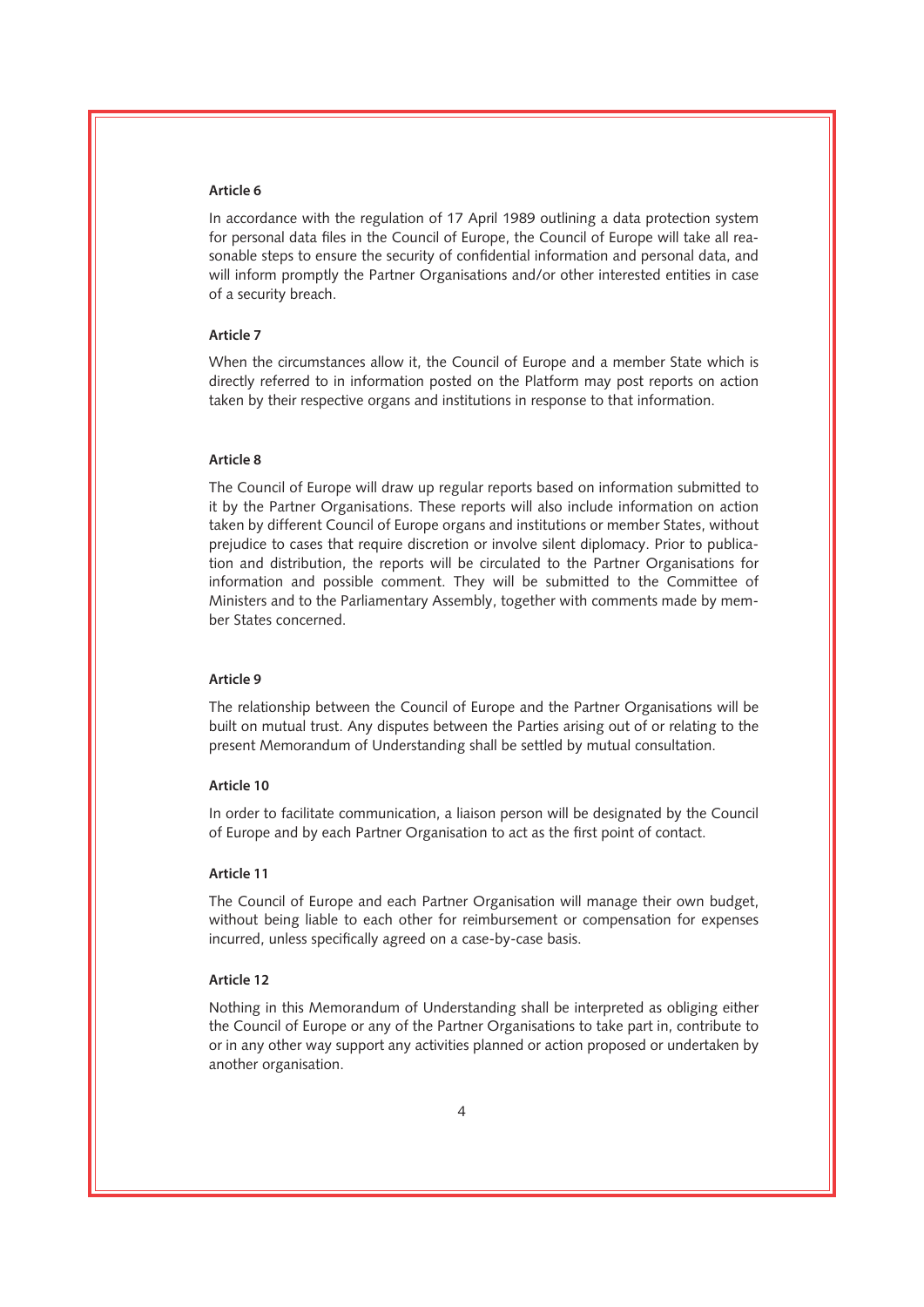**Article 6**

In accordance with the regulation of 17 April 1989 outlining a data protection system for personal data files in the Council of Europe, the Council of Europe will take all reasonable steps to ensure the security of confidential information and personal data, and will inform promptly the Partner Organisations and/or other interested entities in case of a security breach.

**Article 7**

When the circumstances allow it, the Council of Europe and a member State which is directly referred to in information posted on the Platform may post reports on action taken by their respective organs and institutions in response to that information.

**Article 8**

The Council of Europe will draw up regular reports based on information submitted to it by the Partner Organisations. These reports will also include information on action taken by different Council of Europe organs and institutions or member States, without prejudice to cases that require discretion or involve silent diplomacy. Prior to publication and distribution, the reports will be circulated to the Partner Organisations for information and possible comment. They will be submitted to the Committee of Ministers and to the Parliamentary Assembly, together with comments made by member States concerned.

**Article 9**

The relationship between the Council of Europe and the Partner Organisations will be built on mutual trust. Any disputes between the Parties arising out of or relating to the present Memorandum of Understanding shall be settled by mutual consultation.

**Article 10**

In order to facilitate communication, a liaison person will be designated by the Council of Europe and by each Partner Organisation to act as the first point of contact.

**Article 11**

The Council of Europe and each Partner Organisation will manage their own budget, without being liable to each other for reimbursement or compensation for expenses incurred, unless specifically agreed on a case-by-case basis.

**Article 12**

Nothing in this Memorandum of Understanding shall be interpreted as obliging either the Council of Europe or any of the Partner Organisations to take part in, contribute to or in any other way support any activities planned or action proposed or undertaken by another organisation.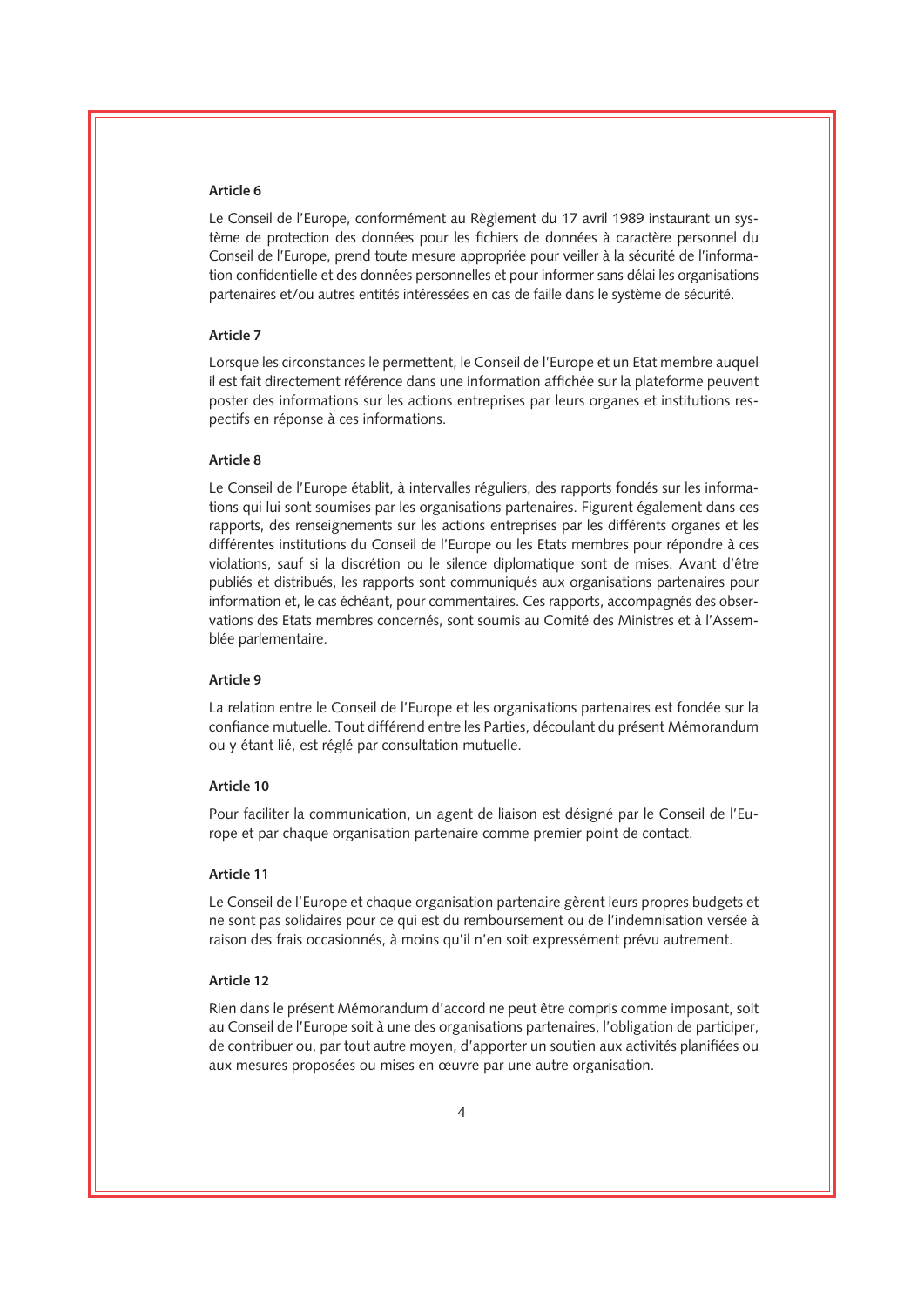**Article 6**

Le Conseil de l'Europe, conformément au Règlement du 17 avril 1989 instaurant un système de protection des données pour les fichiers de données à caractère personnel du Conseil de l'Europe, prend toute mesure appropriée pour veiller à la sécurité de l'information confidentielle et des données personnelles et pour informer sans délai les organisations partenaires et/ou autres entités intéressées en cas de faille dans le système de sécurité.

**Article 7**

Lorsque les circonstances le permettent, le Conseil de l'Europe et un Etat membre auquel il est fait directement référence dans une information affichée sur la plateforme peuvent poster des informations sur les actions entreprises par leurs organes et institutions respectifs en réponse à ces informations.

**Article 8**

Le Conseil de l'Europe établit, à intervalles réguliers, des rapports fondés sur les informations qui lui sont soumises par les organisations partenaires. Figurent également dans ces rapports, des renseignements sur les actions entreprises par les différents organes et les différentes institutions du Conseil de l'Europe ou les Etats membres pour répondre à ces violations, sauf si la discrétion ou le silence diplomatique sont de mises. Avant d'être publiés et distribués, les rapports sont communiqués aux organisations partenaires pour information et, le cas échéant, pour commentaires. Ces rapports, accompagnés des observations des Etats membres concernés, sont soumis au Comité des Ministres et à l'Assemblée parlementaire.

**Article 9**

La relation entre le Conseil de l'Europe et les organisations partenaires est fondée sur la confiance mutuelle. Tout différend entre les Parties, découlant du présent Mémorandum ou y étant lié, est réglé par consultation mutuelle.

**Article 10**

Pour faciliter la communication, un agent de liaison est désigné par le Conseil de l'Europe et par chaque organisation partenaire comme premier point de contact.

**Article 11**

Le Conseil de l'Europe et chaque organisation partenaire gèrent leurs propres budgets et ne sont pas solidaires pour ce qui est du remboursement ou de l'indemnisation versée à raison des frais occasionnés, à moins qu'il n'en soit expressément prévu autrement.

**Article 12**

Rien dans le présent Mémorandum d'accord ne peut être compris comme imposant, soit au Conseil de l'Europe soit à une des organisations partenaires, l'obligation de participer, de contribuer ou, par tout autre moyen, d'apporter un soutien aux activités planifiées ou aux mesures proposées ou mises en œuvre par une autre organisation.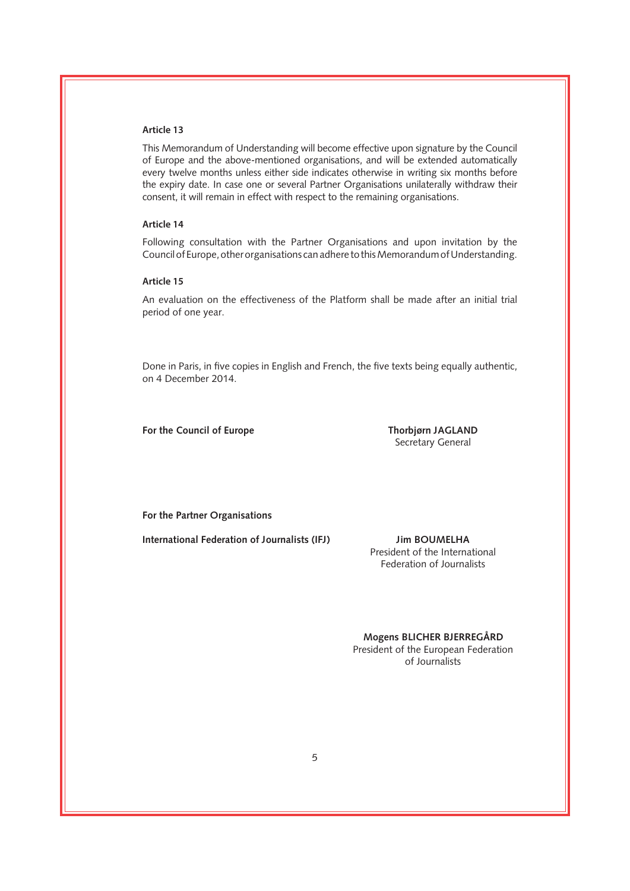**Article 13**

This Memorandum of Understanding will become effective upon signature by the Council of Europe and the above-mentioned organisations, and will be extended automatically every twelve months unless either side indicates otherwise in writing six months before the expiry date. In case one or several Partner Organisations unilaterally withdraw their consent, it will remain in effect with respect to the remaining organisations.

**Article 14**

Following consultation with the Partner Organisations and upon invitation by the Council of Europe, other organisations can adhere to this Memorandum of Understanding.

**Article 15**

An evaluation on the effectiveness of the Platform shall be made after an initial trial period of one year.

Done in Paris, in five copies in English and French, the five texts being equally authentic, on 4 December 2014.

**For the Council of Europe**

**Thorbjørn JAGLAND**
Secretary General

**For the Partner Organisations**

**International Federation of Journalists (IFJ)**

**Jim BOUMELHA**
President of the International Federation of Journalists

**Mogens BLICHER BJERREGÅRD**
President of the European Federation of Journalists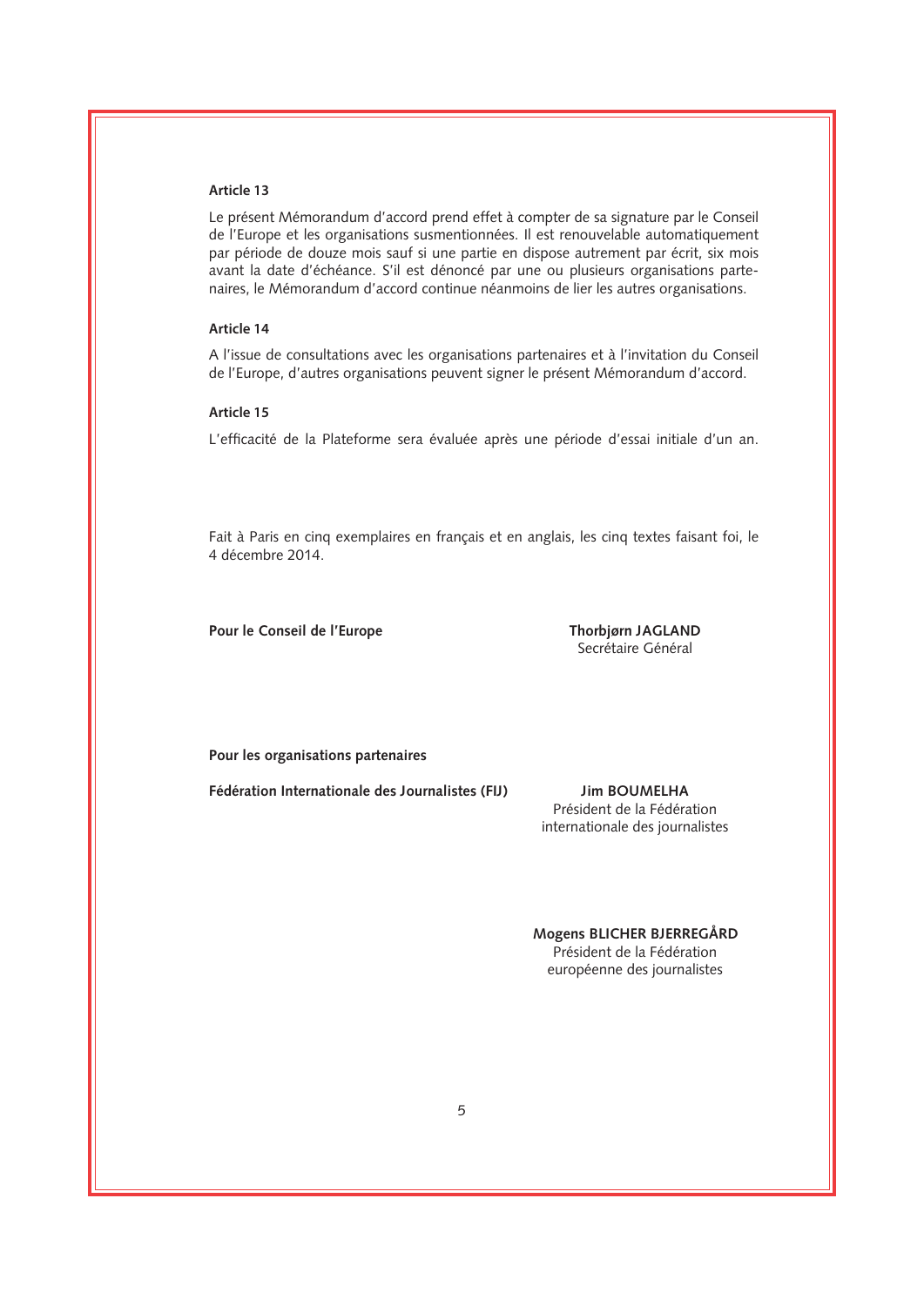**Article 13**

Le présent Mémorandum d'accord prend effet à compter de sa signature par le Conseil de l'Europe et les organisations susmentionnées. Il est renouvelable automatiquement par période de douze mois sauf si une partie en dispose autrement par écrit, six mois avant la date d'échéance. S'il est dénoncé par une ou plusieurs organisations partenaires, le Mémorandum d'accord continue néanmoins de lier les autres organisations.

**Article 14**

A l'issue de consultations avec les organisations partenaires et à l'invitation du Conseil de l'Europe, d'autres organisations peuvent signer le présent Mémorandum d'accord.

**Article 15**

L'efficacité de la Plateforme sera évaluée après une période d'essai initiale d'un an.

Fait à Paris en cinq exemplaires en français et en anglais, les cinq textes faisant foi, le 4 décembre 2014.

**Pour le Conseil de l'Europe**

**Thorbjørn JAGLAND**
Secrétaire Général

**Pour les organisations partenaires**

**Fédération Internationale des Journalistes (FIJ)**

**Jim BOUMELHA**
Président de la Fédération internationale des journalistes

**Mogens BLICHER BJERREGÅRD**
Président de la Fédération européenne des journalistes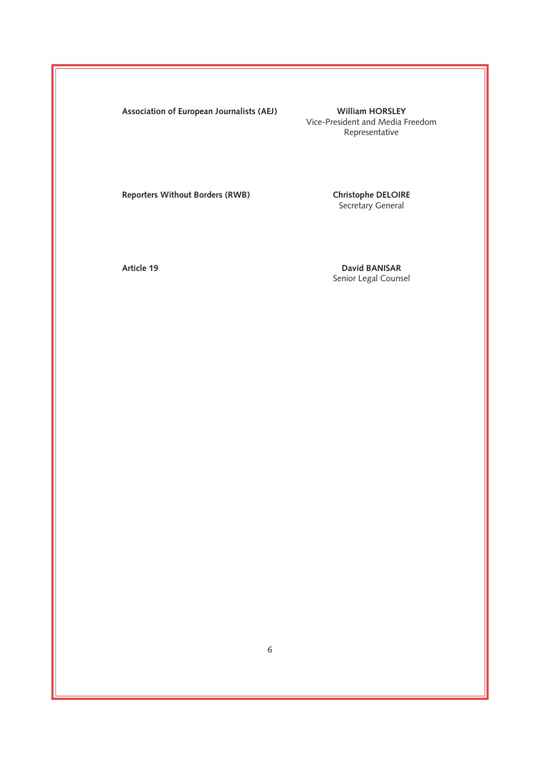| | |
|---|---|
| **Association of European Journalists (AEJ)** | **William HORSLEY**<br>Vice-President and Media Freedom Representative |
| **Reporters Without Borders (RWB)** | **Christophe DELOIRE**<br>Secretary General |
| **Article 19** | **David BANISAR**<br>Senior Legal Counsel |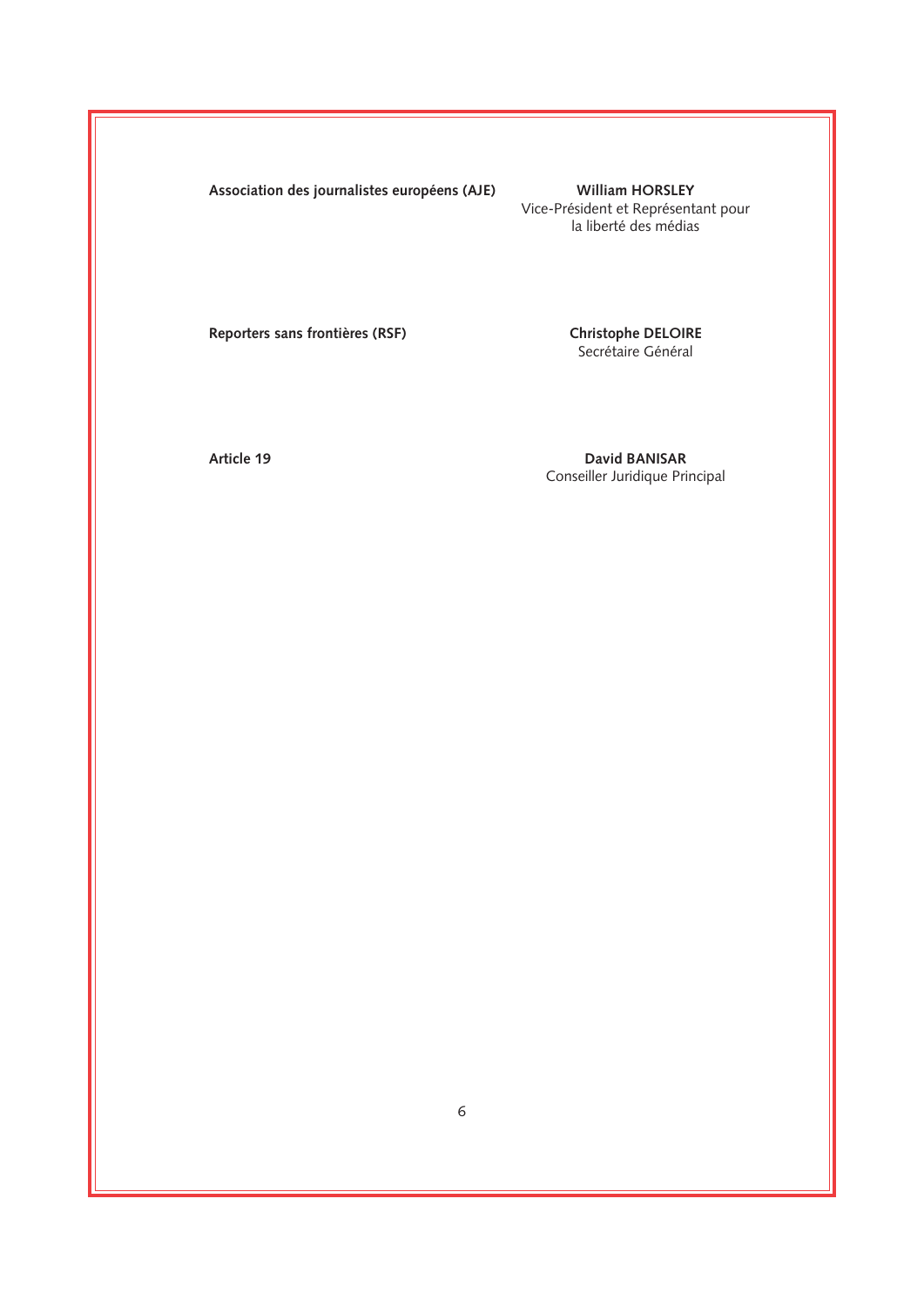| | |
|---|---|
| **Association des journalistes européens (AJE)** | **William HORSLEY**<br>Vice-Président et Représentant pour la liberté des médias |
| **Reporters sans frontières (RSF)** | **Christophe DELOIRE**<br>Secrétaire Général |
| **Article 19** | **David BANISAR**<br>Conseiller Juridique Principal |